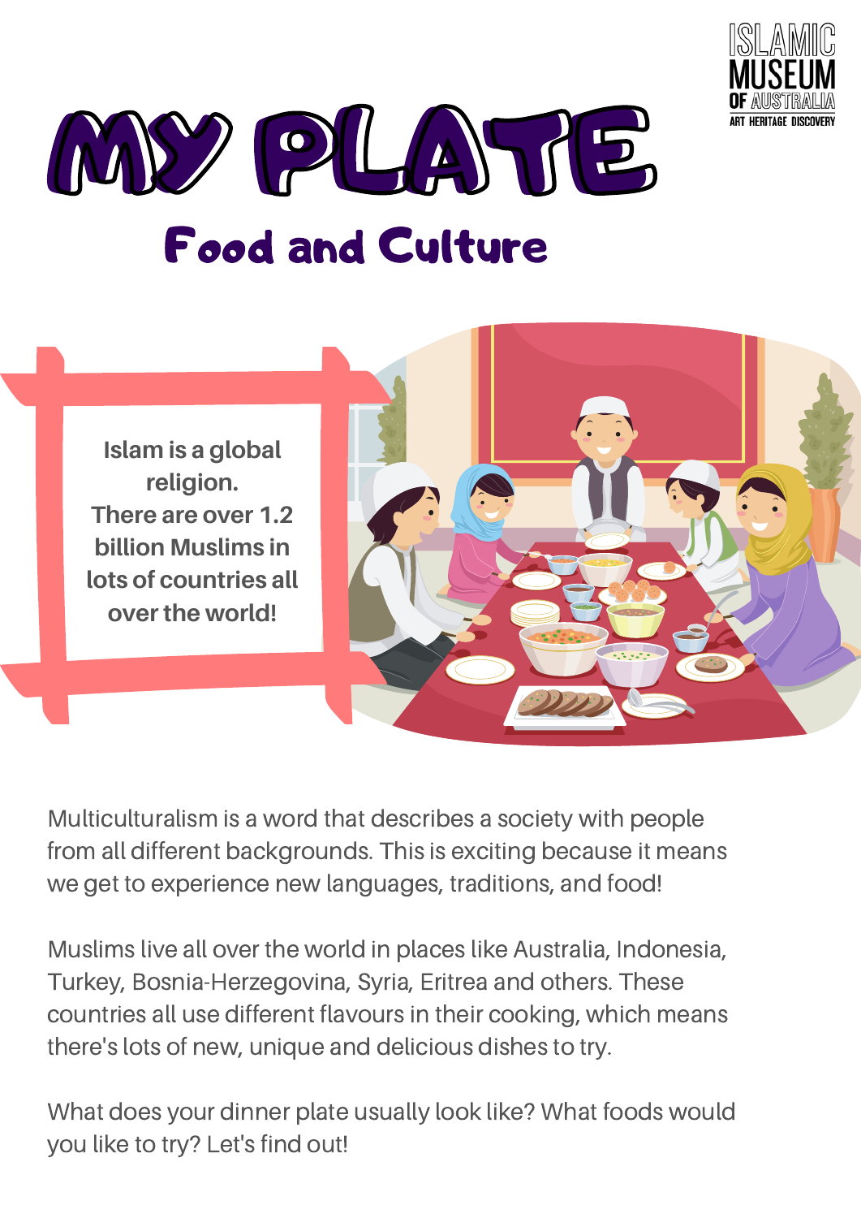ISLAMIC MUSEUM OF AUSTRALIA
ART HERITAGE DISCOVERY

# MY PLATE

## Food and Culture

Islam is a global religion.
There are over 1.2 billion Muslims in lots of countries all over the world!

Multiculturalism is a word that describes a society with people from all different backgrounds. This is exciting because it means we get to experience new languages, traditions, and food!

Muslims live all over the world in places like Australia, Indonesia, Turkey, Bosnia-Herzegovina, Syria, Eritrea and others. These countries all use different flavours in their cooking, which means there's lots of new, unique and delicious dishes to try.

What does your dinner plate usually look like? What foods would you like to try? Let's find out!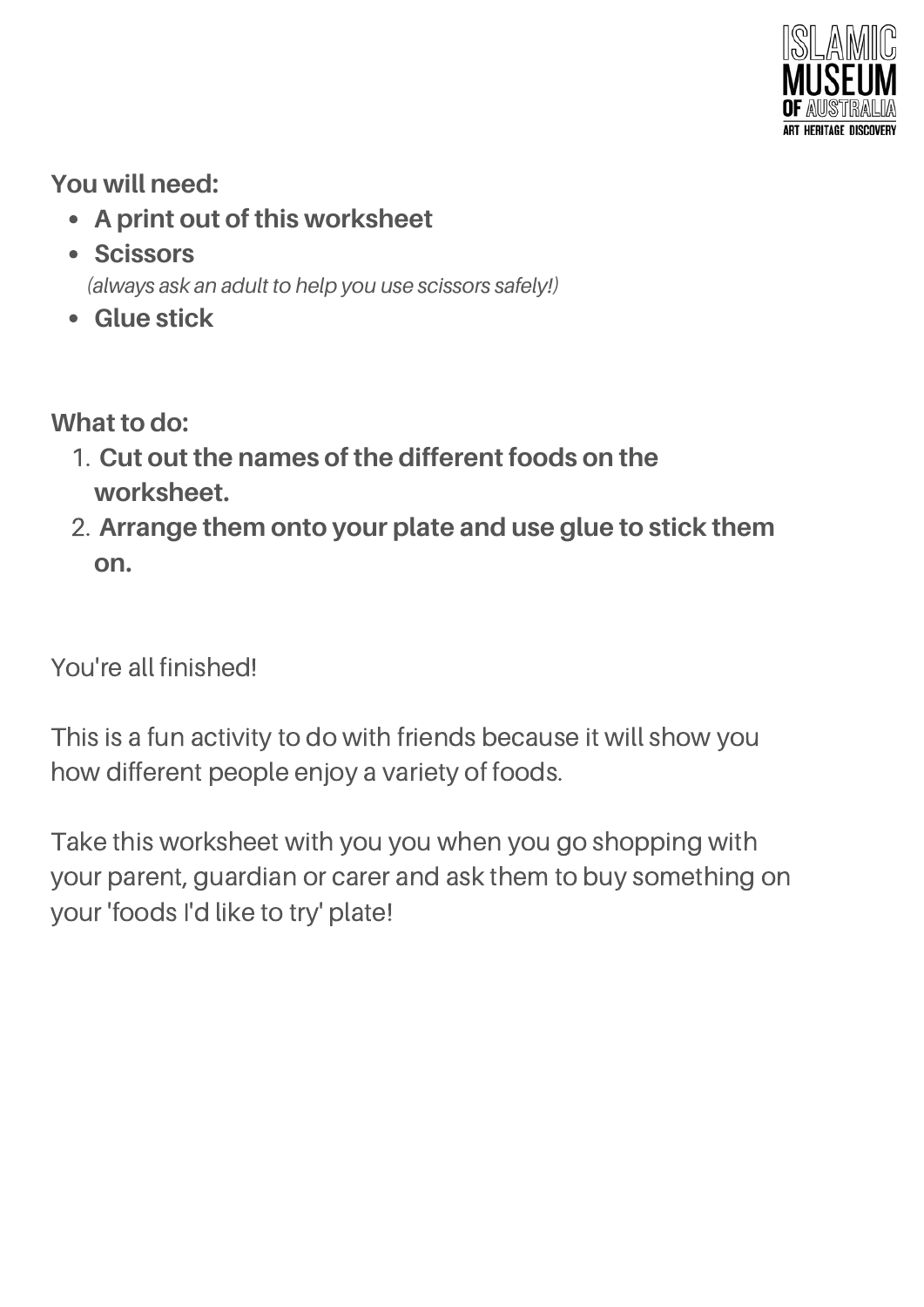ISLAMIC MUSEUM OF AUSTRALIA
ART HERITAGE DISCOVERY

**You will need:**

- **A print out of this worksheet**
- **Scissors**
  *(always ask an adult to help you use scissors safely!)*
- **Glue stick**

**What to do:**

1. **Cut out the names of the different foods on the worksheet.**
2. **Arrange them onto your plate and use glue to stick them on.**

You're all finished!

This is a fun activity to do with friends because it will show you how different people enjoy a variety of foods.

Take this worksheet with you you when you go shopping with your parent, guardian or carer and ask them to buy something on your 'foods I'd like to try' plate!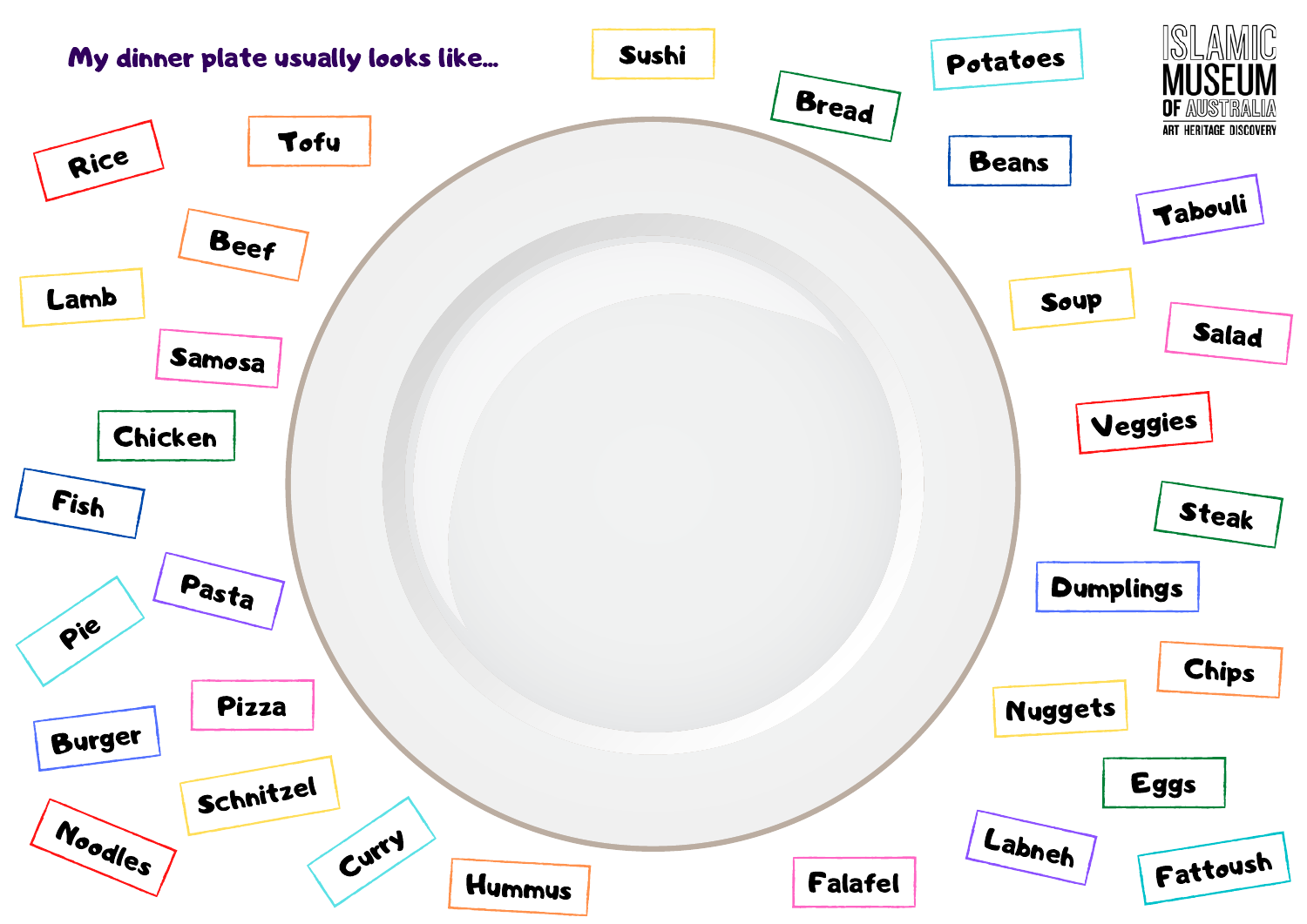My dinner plate usually looks like...

ISLAMIC MUSEUM OF AUSTRALIA
ART HERITAGE DISCOVERY

- Sushi
- Potatoes
- Bread
- Beans
- Tabouli
- Rice
- Tofu
- Beef
- Lamb
- Samosa
- Chicken
- Fish
- Pasta
- Pie
- Pizza
- Burger
- Schnitzel
- Noodles
- Curry
- Hummus
- Falafel
- Soup
- Salad
- Veggies
- Steak
- Dumplings
- Chips
- Nuggets
- Eggs
- Labneh
- Fattoush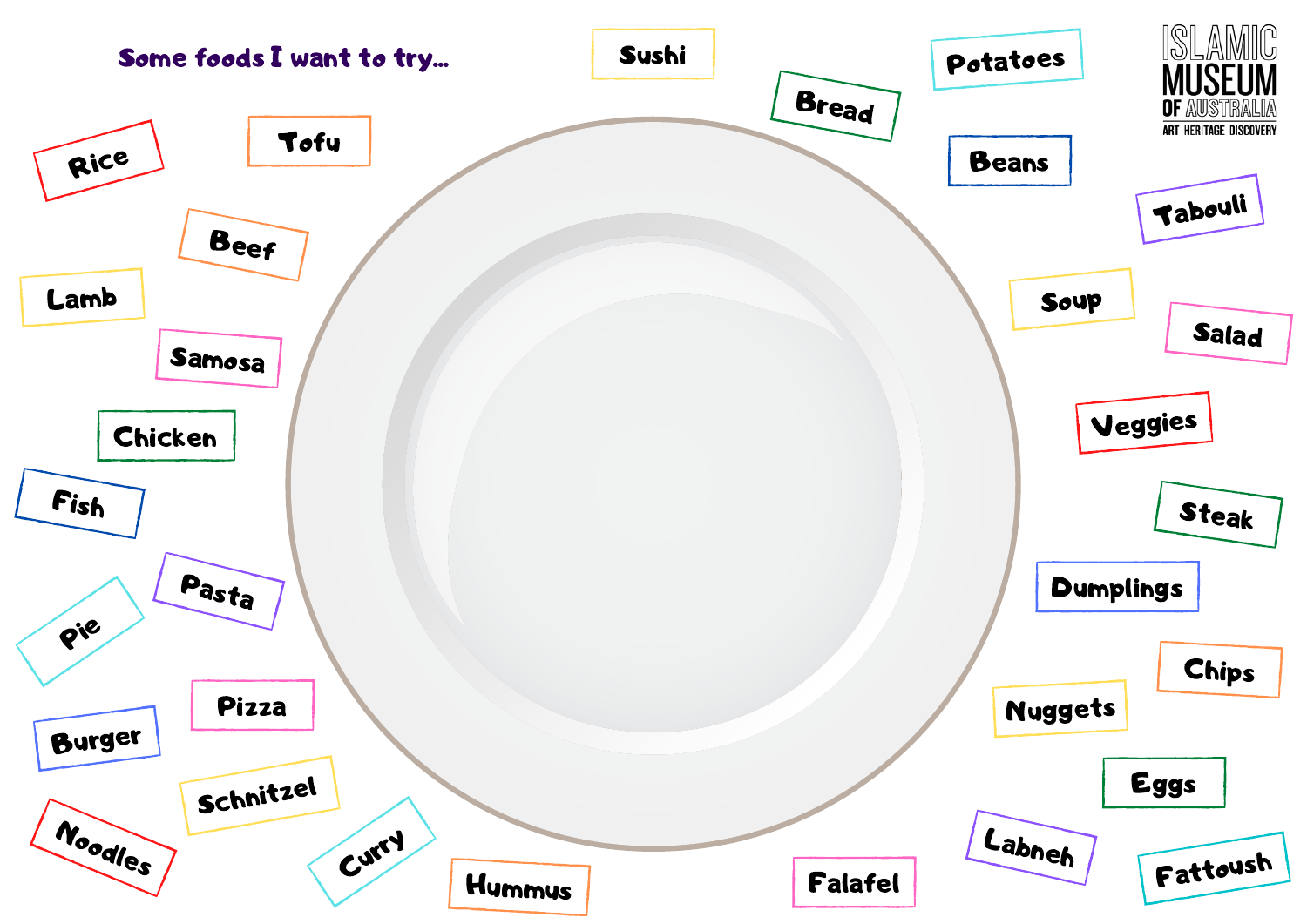Some foods I want to try...

ISLAMIC MUSEUM OF AUSTRALIA
ART HERITAGE DISCOVERY

Sushi

Bread

Potatoes

Beans

Tabouli

Rice

Tofu

Beef

Lamb

Samosa

Chicken

Fish

Pasta

Pie

Pizza

Burger

Schnitzel

Noodles

Curry

Hummus

Falafel

Labneh

Fattoush

Eggs

Nuggets

Chips

Dumplings

Steak

Veggies

Salad

Soup